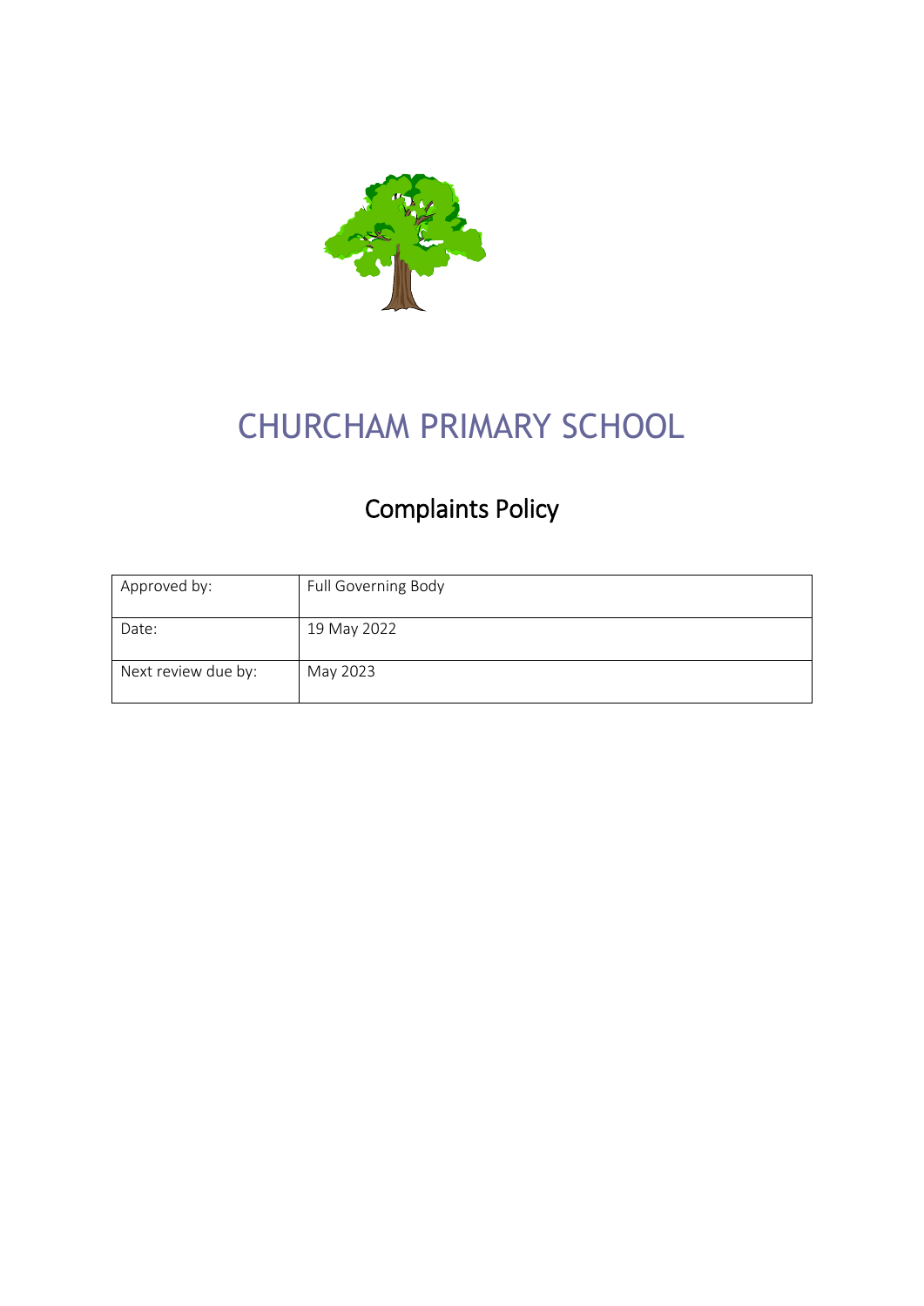# CHURCHAM PRIMARY SCHOOL

## Complaints Policy

| Approved by: | Full Governing Body |
|---|---|
| Date: | 19 May 2022 |
| Next review due by: | May 2023 |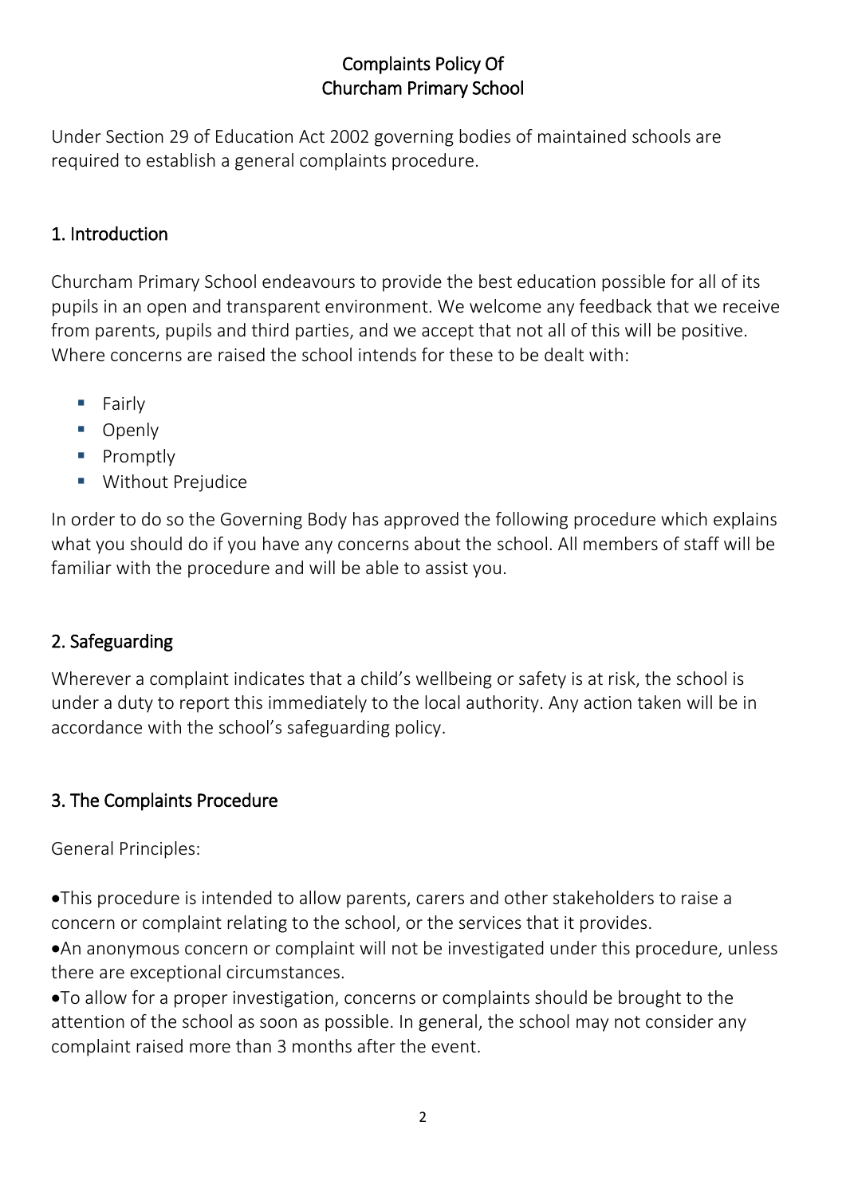# Complaints Policy Of Churcham Primary School

Under Section 29 of Education Act 2002 governing bodies of maintained schools are required to establish a general complaints procedure.

## 1. Introduction

Churcham Primary School endeavours to provide the best education possible for all of its pupils in an open and transparent environment. We welcome any feedback that we receive from parents, pupils and third parties, and we accept that not all of this will be positive. Where concerns are raised the school intends for these to be dealt with:

- Fairly
- Openly
- Promptly
- Without Prejudice

In order to do so the Governing Body has approved the following procedure which explains what you should do if you have any concerns about the school. All members of staff will be familiar with the procedure and will be able to assist you.

## 2. Safeguarding

Wherever a complaint indicates that a child's wellbeing or safety is at risk, the school is under a duty to report this immediately to the local authority. Any action taken will be in accordance with the school's safeguarding policy.

## 3. The Complaints Procedure

General Principles:

- This procedure is intended to allow parents, carers and other stakeholders to raise a concern or complaint relating to the school, or the services that it provides.
- An anonymous concern or complaint will not be investigated under this procedure, unless there are exceptional circumstances.
- To allow for a proper investigation, concerns or complaints should be brought to the attention of the school as soon as possible. In general, the school may not consider any complaint raised more than 3 months after the event.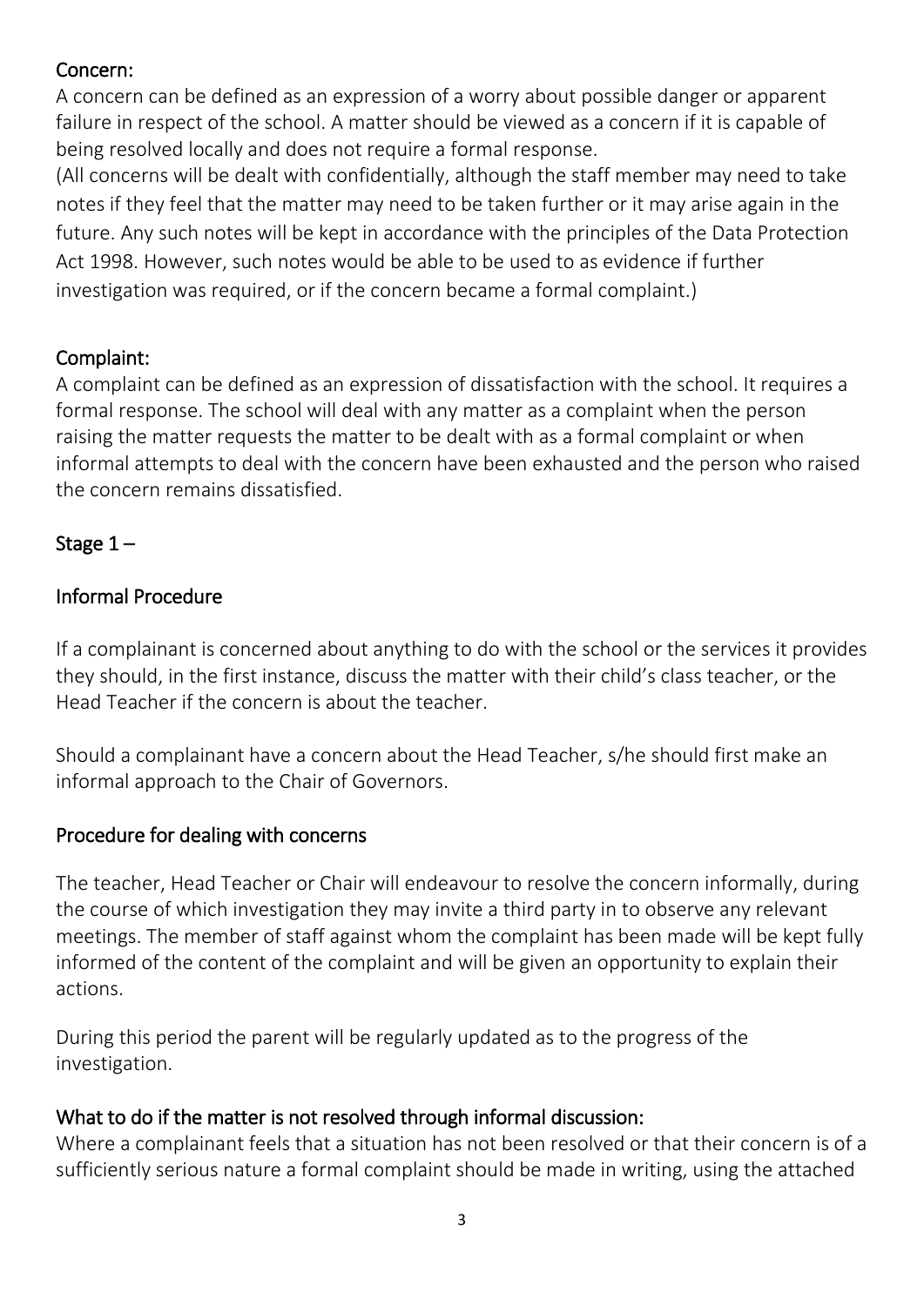## Concern:

A concern can be defined as an expression of a worry about possible danger or apparent failure in respect of the school. A matter should be viewed as a concern if it is capable of being resolved locally and does not require a formal response.

(All concerns will be dealt with confidentially, although the staff member may need to take notes if they feel that the matter may need to be taken further or it may arise again in the future. Any such notes will be kept in accordance with the principles of the Data Protection Act 1998. However, such notes would be able to be used to as evidence if further investigation was required, or if the concern became a formal complaint.)

## Complaint:

A complaint can be defined as an expression of dissatisfaction with the school. It requires a formal response. The school will deal with any matter as a complaint when the person raising the matter requests the matter to be dealt with as a formal complaint or when informal attempts to deal with the concern have been exhausted and the person who raised the concern remains dissatisfied.

## Stage 1 –

## Informal Procedure

If a complainant is concerned about anything to do with the school or the services it provides they should, in the first instance, discuss the matter with their child's class teacher, or the Head Teacher if the concern is about the teacher.

Should a complainant have a concern about the Head Teacher, s/he should first make an informal approach to the Chair of Governors.

## Procedure for dealing with concerns

The teacher, Head Teacher or Chair will endeavour to resolve the concern informally, during the course of which investigation they may invite a third party in to observe any relevant meetings. The member of staff against whom the complaint has been made will be kept fully informed of the content of the complaint and will be given an opportunity to explain their actions.

During this period the parent will be regularly updated as to the progress of the investigation.

## What to do if the matter is not resolved through informal discussion:

Where a complainant feels that a situation has not been resolved or that their concern is of a sufficiently serious nature a formal complaint should be made in writing, using the attached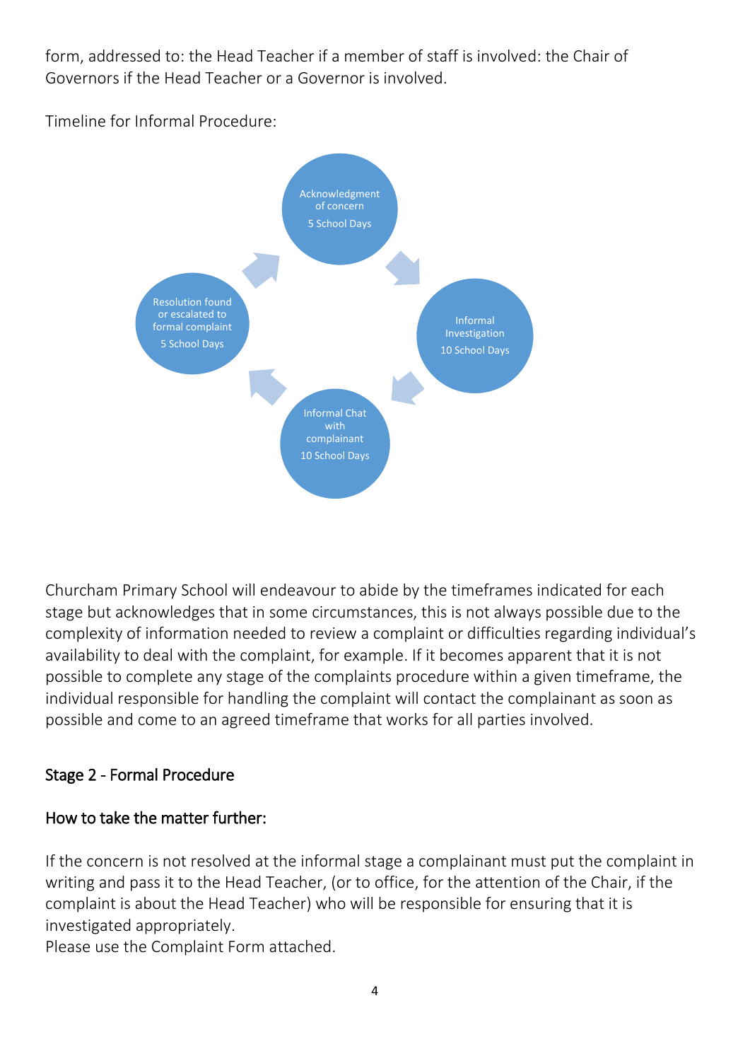form, addressed to: the Head Teacher if a member of staff is involved: the Chair of Governors if the Head Teacher or a Governor is involved.

Timeline for Informal Procedure:

Acknowledgment of concern
5 School Days

Informal Investigation
10 School Days

Informal Chat with complainant
10 School Days

Resolution found or escalated to formal complaint
5 School Days

Churcham Primary School will endeavour to abide by the timeframes indicated for each stage but acknowledges that in some circumstances, this is not always possible due to the complexity of information needed to review a complaint or difficulties regarding individual's availability to deal with the complaint, for example. If it becomes apparent that it is not possible to complete any stage of the complaints procedure within a given timeframe, the individual responsible for handling the complaint will contact the complainant as soon as possible and come to an agreed timeframe that works for all parties involved.

## Stage 2 - Formal Procedure

## How to take the matter further:

If the concern is not resolved at the informal stage a complainant must put the complaint in writing and pass it to the Head Teacher, (or to office, for the attention of the Chair, if the complaint is about the Head Teacher) who will be responsible for ensuring that it is investigated appropriately.
Please use the Complaint Form attached.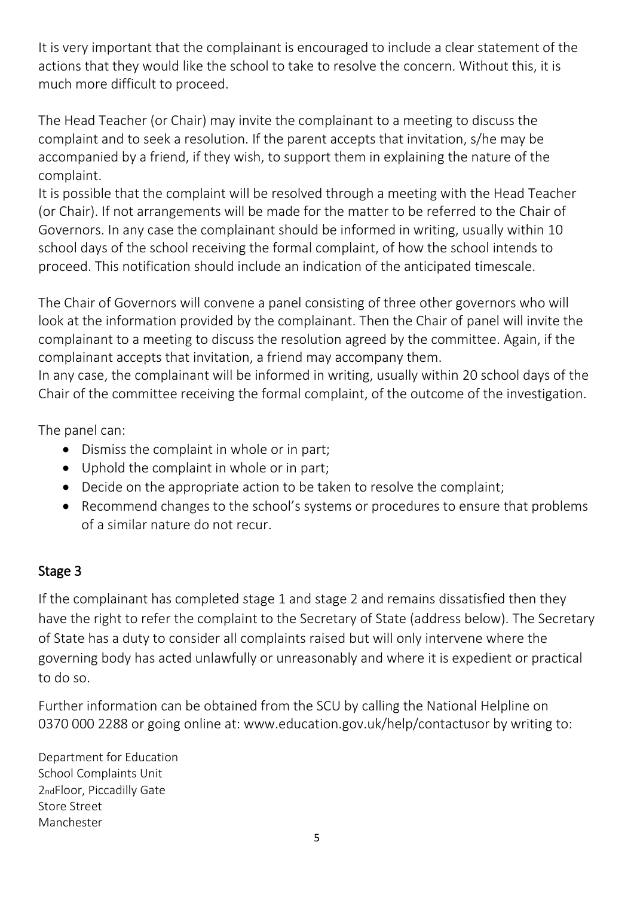It is very important that the complainant is encouraged to include a clear statement of the actions that they would like the school to take to resolve the concern. Without this, it is much more difficult to proceed.

The Head Teacher (or Chair) may invite the complainant to a meeting to discuss the complaint and to seek a resolution. If the parent accepts that invitation, s/he may be accompanied by a friend, if they wish, to support them in explaining the nature of the complaint.

It is possible that the complaint will be resolved through a meeting with the Head Teacher (or Chair). If not arrangements will be made for the matter to be referred to the Chair of Governors. In any case the complainant should be informed in writing, usually within 10 school days of the school receiving the formal complaint, of how the school intends to proceed. This notification should include an indication of the anticipated timescale.

The Chair of Governors will convene a panel consisting of three other governors who will look at the information provided by the complainant. Then the Chair of panel will invite the complainant to a meeting to discuss the resolution agreed by the committee. Again, if the complainant accepts that invitation, a friend may accompany them.

In any case, the complainant will be informed in writing, usually within 20 school days of the Chair of the committee receiving the formal complaint, of the outcome of the investigation.

The panel can:

- Dismiss the complaint in whole or in part;
- Uphold the complaint in whole or in part;
- Decide on the appropriate action to be taken to resolve the complaint;
- Recommend changes to the school's systems or procedures to ensure that problems of a similar nature do not recur.

## Stage 3

If the complainant has completed stage 1 and stage 2 and remains dissatisfied then they have the right to refer the complaint to the Secretary of State (address below). The Secretary of State has a duty to consider all complaints raised but will only intervene where the governing body has acted unlawfully or unreasonably and where it is expedient or practical to do so.

Further information can be obtained from the SCU by calling the National Helpline on 0370 000 2288 or going online at: www.education.gov.uk/help/contactusor by writing to:

Department for Education
School Complaints Unit
2nd Floor, Piccadilly Gate
Store Street
Manchester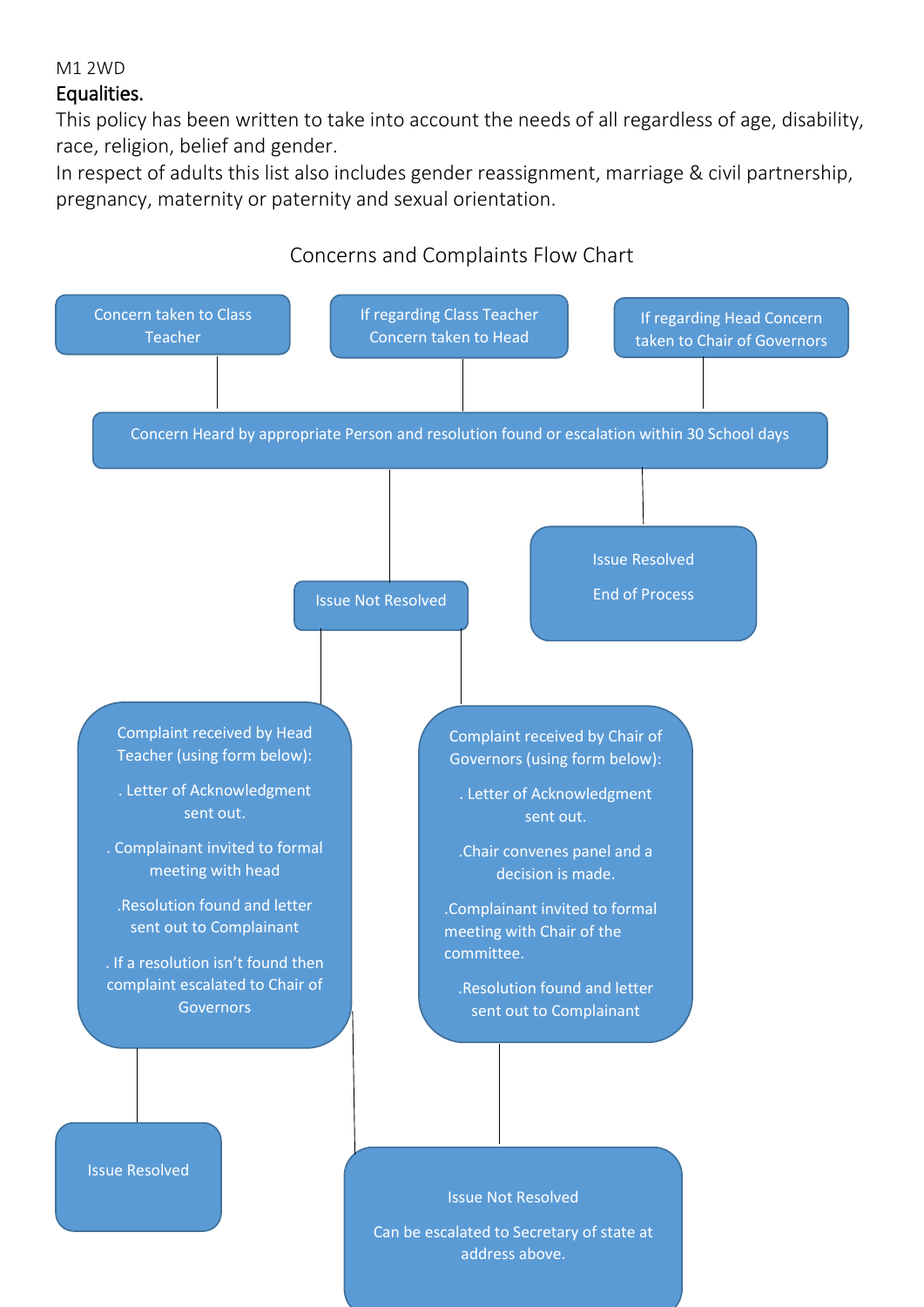M1 2WD

## Equalities.

This policy has been written to take into account the needs of all regardless of age, disability, race, religion, belief and gender.

In respect of adults this list also includes gender reassignment, marriage & civil partnership, pregnancy, maternity or paternity and sexual orientation.

### Concerns and Complaints Flow Chart

Concern taken to Class Teacher

If regarding Class Teacher Concern taken to Head

If regarding Head Concern taken to Chair of Governors

Concern Heard by appropriate Person and resolution found or escalation within 30 School days

Issue Resolved

End of Process

Issue Not Resolved

Complaint received by Head Teacher (using form below):

. Letter of Acknowledgment sent out.

. Complainant invited to formal meeting with head

.Resolution found and letter sent out to Complainant

. If a resolution isn't found then complaint escalated to Chair of Governors

Complaint received by Chair of Governors (using form below):

. Letter of Acknowledgment sent out.

.Chair convenes panel and a decision is made.

.Complainant invited to formal meeting with Chair of the committee.

.Resolution found and letter sent out to Complainant

Issue Resolved

Issue Not Resolved

Can be escalated to Secretary of state at address above.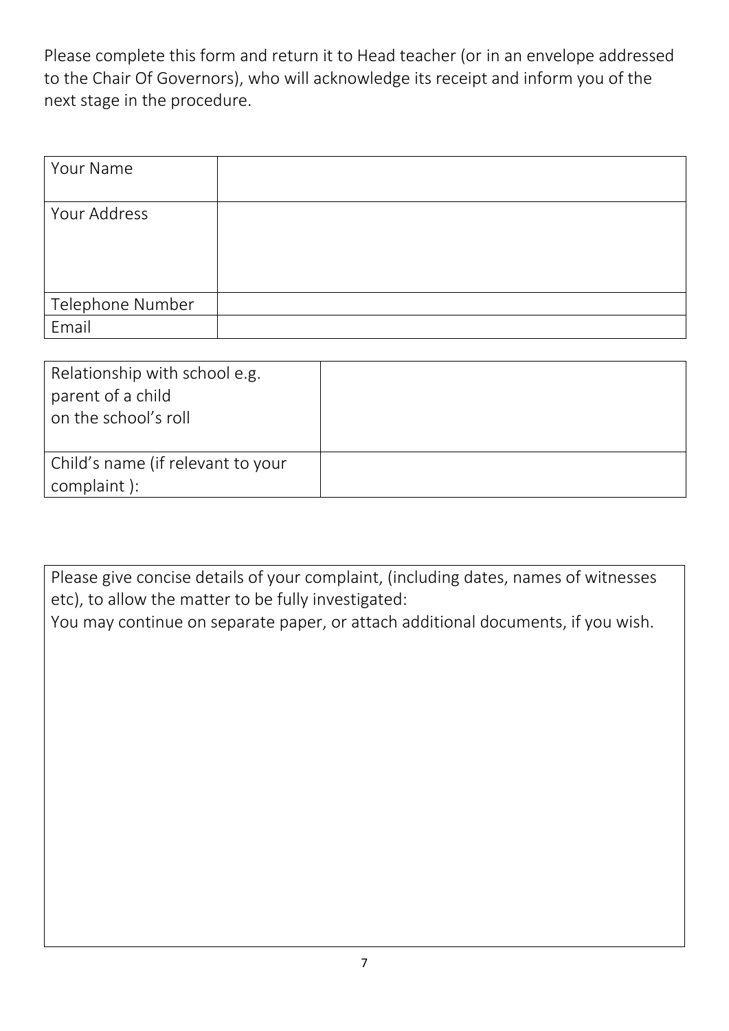Please complete this form and return it to Head teacher (or in an envelope addressed to the Chair Of Governors), who will acknowledge its receipt and inform you of the next stage in the procedure.

| Your Name | |
|---|---|
| Your Address | |
| Telephone Number | |
| Email | |

| Relationship with school e.g. parent of a child on the school's roll | |
|---|---|
| Child's name (if relevant to your complaint ): | |

| Please give concise details of your complaint, (including dates, names of witnesses etc), to allow the matter to be fully investigated:<br>You may continue on separate paper, or attach additional documents, if you wish. |
|---|
| |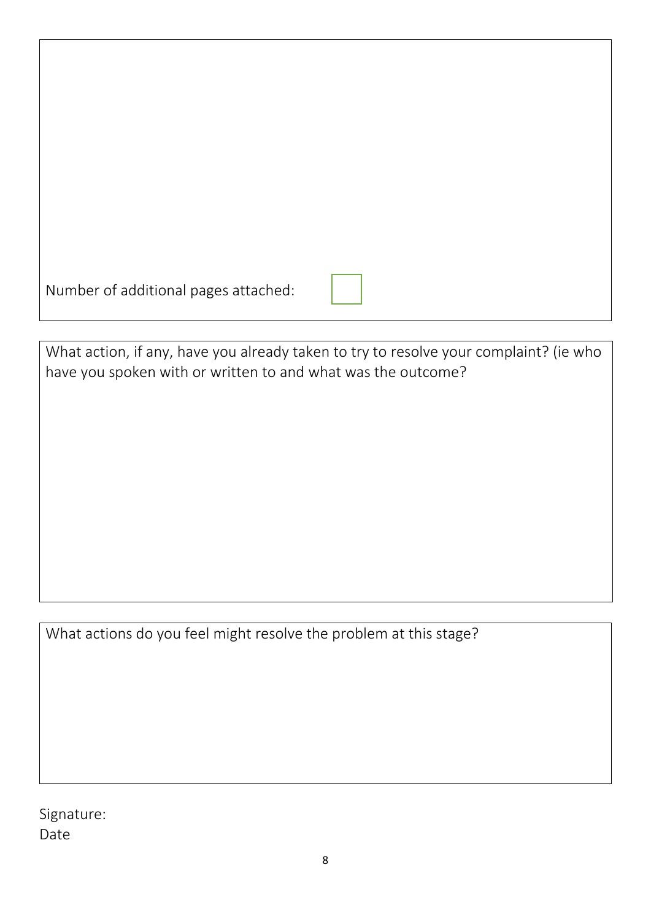Number of additional pages attached:

What action, if any, have you already taken to try to resolve your complaint? (ie who have you spoken with or written to and what was the outcome?

What actions do you feel might resolve the problem at this stage?

Signature:

Date